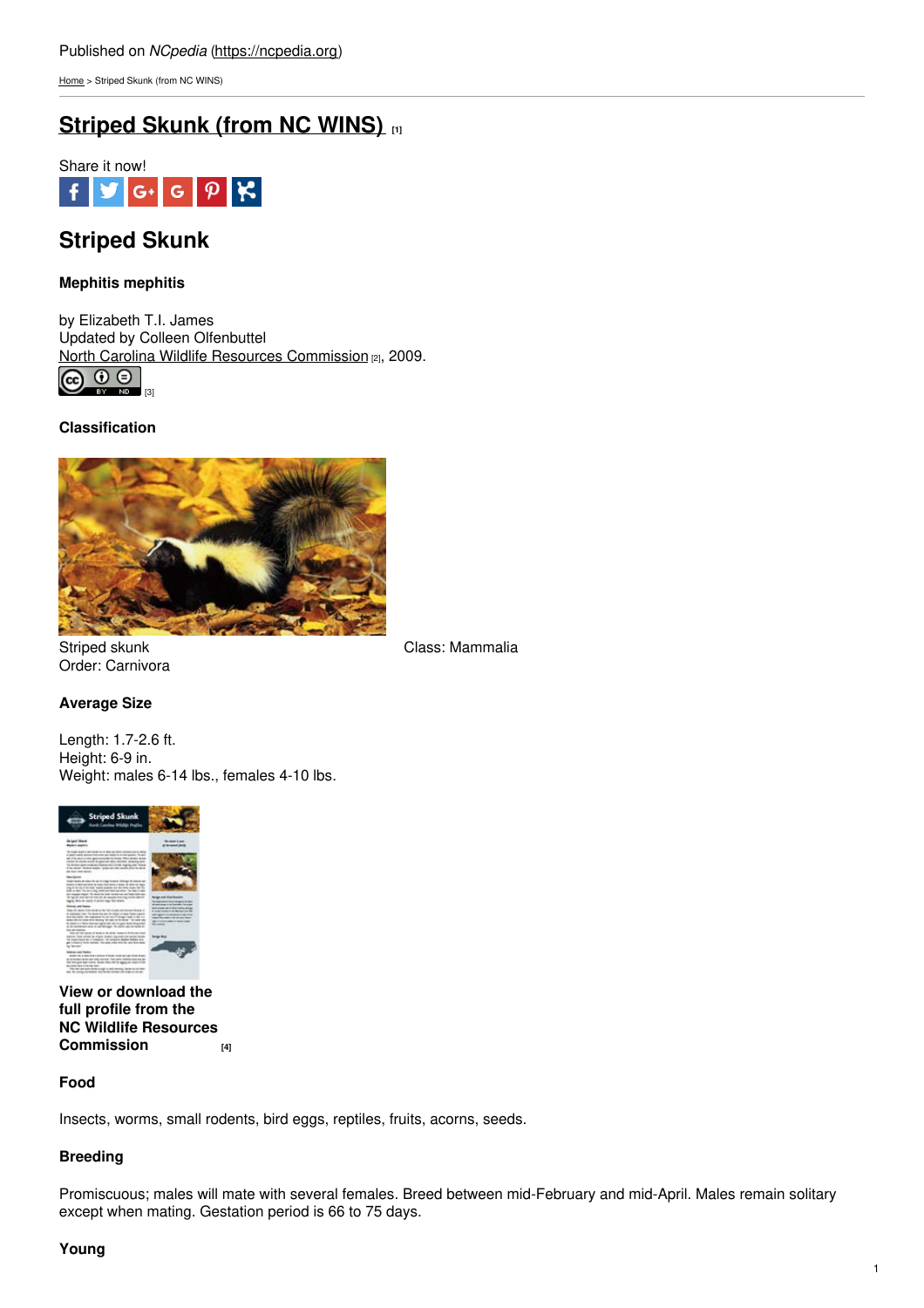Published on *NCpedia* (https://ncpedia.org)

Home > Striped Skunk (from NC WINS)

# Striped Skunk (from NC WINS) [1]

Share it now!

## Striped Skunk

#### Mephitis mephitis

by Elizabeth T.I. James
Updated by Colleen Olfenbuttel
North Carolina Wildlife Resources Commission [2], 2009.
[3]

#### Classification

Striped skunk

Class: Mammalia
Order: Carnivora

#### Average Size

Length: 1.7-2.6 ft.
Height: 6-9 in.
Weight: males 6-14 lbs., females 4-10 lbs.

**View or download the full profile from the NC Wildlife Resources Commission** [4]

#### Food

Insects, worms, small rodents, bird eggs, reptiles, fruits, acorns, seeds.

#### Breeding

Promiscuous; males will mate with several females. Breed between mid-February and mid-April. Males remain solitary except when mating. Gestation period is 66 to 75 days.

#### Young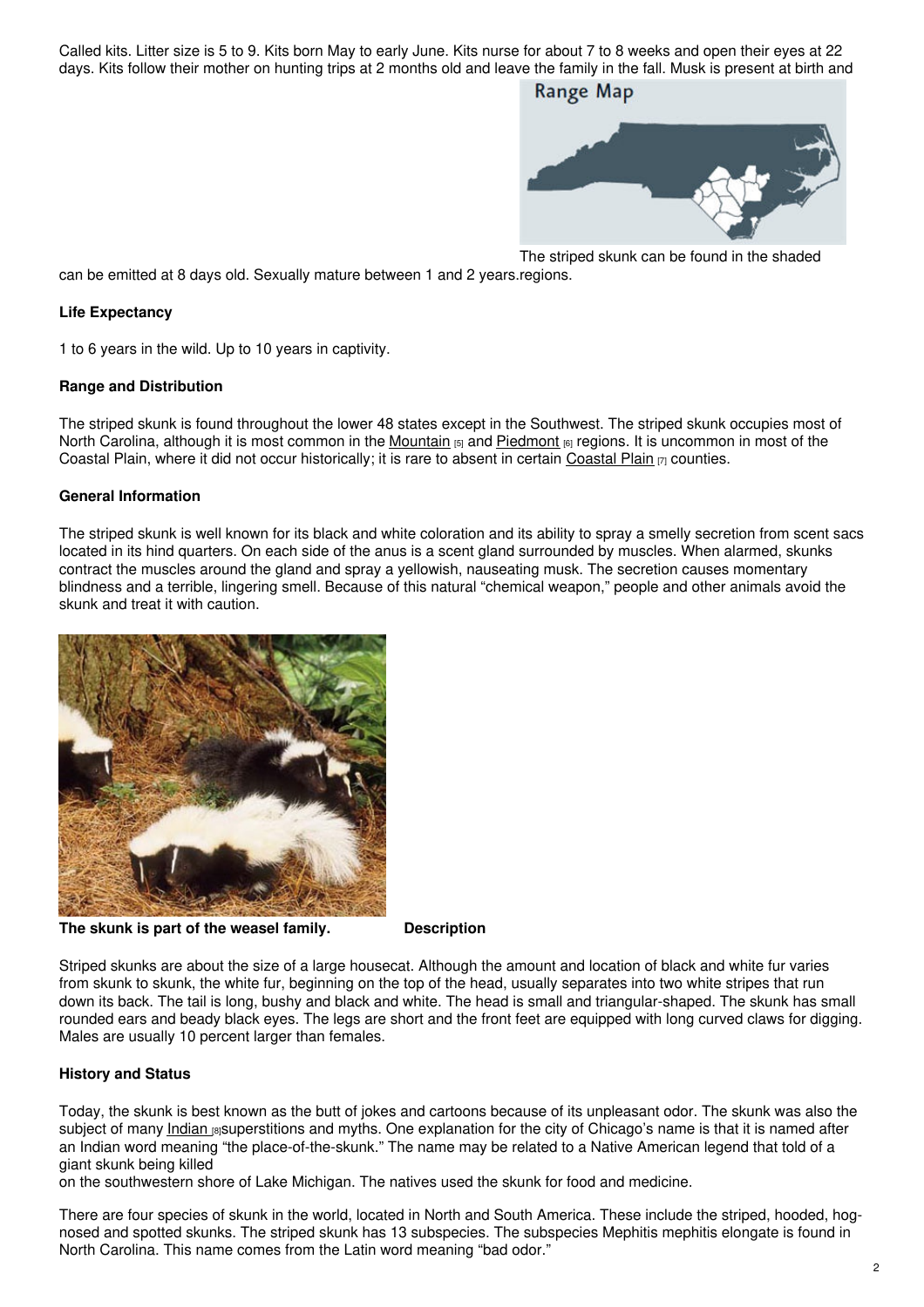Called kits. Litter size is 5 to 9. Kits born May to early June. Kits nurse for about 7 to 8 weeks and open their eyes at 22 days. Kits follow their mother on hunting trips at 2 months old and leave the family in the fall. Musk is present at birth and can be emitted at 8 days old. Sexually mature between 1 and 2 years.

The striped skunk can be found in the shaded regions.

**Life Expectancy**

1 to 6 years in the wild. Up to 10 years in captivity.

**Range and Distribution**

The striped skunk is found throughout the lower 48 states except in the Southwest. The striped skunk occupies most of North Carolina, although it is most common in the Mountain [5] and Piedmont [6] regions. It is uncommon in most of the Coastal Plain, where it did not occur historically; it is rare to absent in certain Coastal Plain [7] counties.

**General Information**

The striped skunk is well known for its black and white coloration and its ability to spray a smelly secretion from scent sacs located in its hind quarters. On each side of the anus is a scent gland surrounded by muscles. When alarmed, skunks contract the muscles around the gland and spray a yellowish, nauseating musk. The secretion causes momentary blindness and a terrible, lingering smell. Because of this natural "chemical weapon," people and other animals avoid the skunk and treat it with caution.

**The skunk is part of the weasel family.**

**Description**

Striped skunks are about the size of a large housecat. Although the amount and location of black and white fur varies from skunk to skunk, the white fur, beginning on the top of the head, usually separates into two white stripes that run down its back. The tail is long, bushy and black and white. The head is small and triangular-shaped. The skunk has small rounded ears and beady black eyes. The legs are short and the front feet are equipped with long curved claws for digging. Males are usually 10 percent larger than females.

**History and Status**

Today, the skunk is best known as the butt of jokes and cartoons because of its unpleasant odor. The skunk was also the subject of many Indian [8] superstitions and myths. One explanation for the city of Chicago's name is that it is named after an Indian word meaning "the place-of-the-skunk." The name may be related to a Native American legend that told of a giant skunk being killed on the southwestern shore of Lake Michigan. The natives used the skunk for food and medicine.

There are four species of skunk in the world, located in North and South America. These include the striped, hooded, hog-nosed and spotted skunks. The striped skunk has 13 subspecies. The subspecies Mephitis mephitis elongate is found in North Carolina. This name comes from the Latin word meaning "bad odor."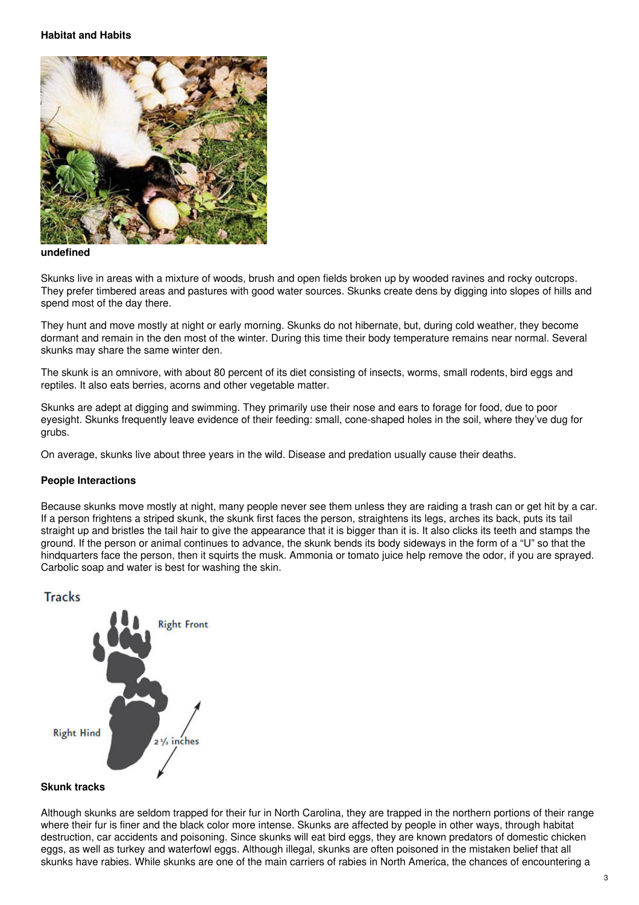### Habitat and Habits

**undefined**

Skunks live in areas with a mixture of woods, brush and open fields broken up by wooded ravines and rocky outcrops. They prefer timbered areas and pastures with good water sources. Skunks create dens by digging into slopes of hills and spend most of the day there.

They hunt and move mostly at night or early morning. Skunks do not hibernate, but, during cold weather, they become dormant and remain in the den most of the winter. During this time their body temperature remains near normal. Several skunks may share the same winter den.

The skunk is an omnivore, with about 80 percent of its diet consisting of insects, worms, small rodents, bird eggs and reptiles. It also eats berries, acorns and other vegetable matter.

Skunks are adept at digging and swimming. They primarily use their nose and ears to forage for food, due to poor eyesight. Skunks frequently leave evidence of their feeding: small, cone-shaped holes in the soil, where they've dug for grubs.

On average, skunks live about three years in the wild. Disease and predation usually cause their deaths.

### People Interactions

Because skunks move mostly at night, many people never see them unless they are raiding a trash can or get hit by a car. If a person frightens a striped skunk, the skunk first faces the person, straightens its legs, arches its back, puts its tail straight up and bristles the tail hair to give the appearance that it is bigger than it is. It also clicks its teeth and stamps the ground. If the person or animal continues to advance, the skunk bends its body sideways in the form of a "U" so that the hindquarters face the person, then it squirts the musk. Ammonia or tomato juice help remove the odor, if you are sprayed. Carbolic soap and water is best for washing the skin.

**Skunk tracks**

Although skunks are seldom trapped for their fur in North Carolina, they are trapped in the northern portions of their range where their fur is finer and the black color more intense. Skunks are affected by people in other ways, through habitat destruction, car accidents and poisoning. Since skunks will eat bird eggs, they are known predators of domestic chicken eggs, as well as turkey and waterfowl eggs. Although illegal, skunks are often poisoned in the mistaken belief that all skunks have rabies. While skunks are one of the main carriers of rabies in North America, the chances of encountering a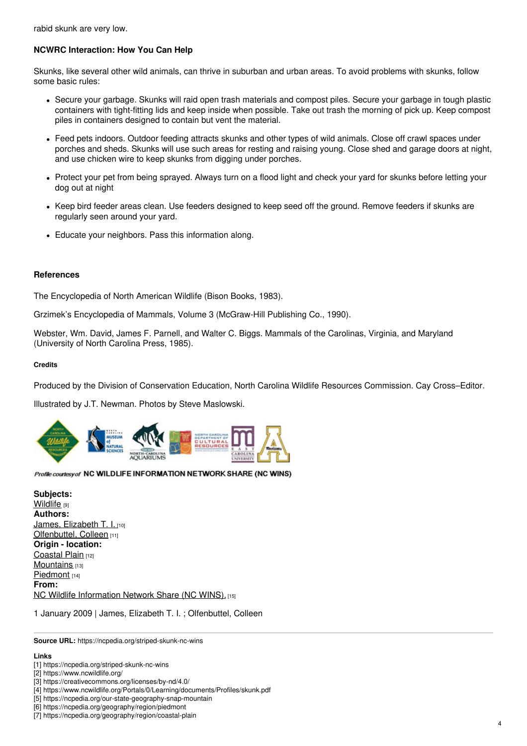rabid skunk are very low.

**NCWRC Interaction: How You Can Help**

Skunks, like several other wild animals, can thrive in suburban and urban areas. To avoid problems with skunks, follow some basic rules:

- Secure your garbage. Skunks will raid open trash materials and compost piles. Secure your garbage in tough plastic containers with tight-fitting lids and keep inside when possible. Take out trash the morning of pick up. Keep compost piles in containers designed to contain but vent the material.
- Feed pets indoors. Outdoor feeding attracts skunks and other types of wild animals. Close off crawl spaces under porches and sheds. Skunks will use such areas for resting and raising young. Close shed and garage doors at night, and use chicken wire to keep skunks from digging under porches.
- Protect your pet from being sprayed. Always turn on a flood light and check your yard for skunks before letting your dog out at night
- Keep bird feeder areas clean. Use feeders designed to keep seed off the ground. Remove feeders if skunks are regularly seen around your yard.
- Educate your neighbors. Pass this information along.

**References**

The Encyclopedia of North American Wildlife (Bison Books, 1983).

Grzimek's Encyclopedia of Mammals, Volume 3 (McGraw-Hill Publishing Co., 1990).

Webster, Wm. David, James F. Parnell, and Walter C. Biggs. Mammals of the Carolinas, Virginia, and Maryland (University of North Carolina Press, 1985).

##### Credits

Produced by the Division of Conservation Education, North Carolina Wildlife Resources Commission. Cay Cross–Editor.

Illustrated by J.T. Newman. Photos by Steve Maslowski.

*Profile courtesy of* **NC WILDLIFE INFORMATION NETWORK SHARE (NC WINS)**

**Subjects:**
Wildlife [9]
**Authors:**
James, Elizabeth T. I. [10]
Olfenbuttel, Colleen [11]
**Origin - location:**
Coastal Plain [12]
Mountains [13]
Piedmont [14]
**From:**
NC Wildlife Information Network Share (NC WINS). [15]

1 January 2009 | James, Elizabeth T. I. ; Olfenbuttel, Colleen

**Source URL:** https://ncpedia.org/striped-skunk-nc-wins

**Links**
[1] https://ncpedia.org/striped-skunk-nc-wins
[2] https://www.ncwildlife.org/
[3] https://creativecommons.org/licenses/by-nd/4.0/
[4] https://www.ncwildlife.org/Portals/0/Learning/documents/Profiles/skunk.pdf
[5] https://ncpedia.org/our-state-geography-snap-mountain
[6] https://ncpedia.org/geography/region/piedmont
[7] https://ncpedia.org/geography/region/coastal-plain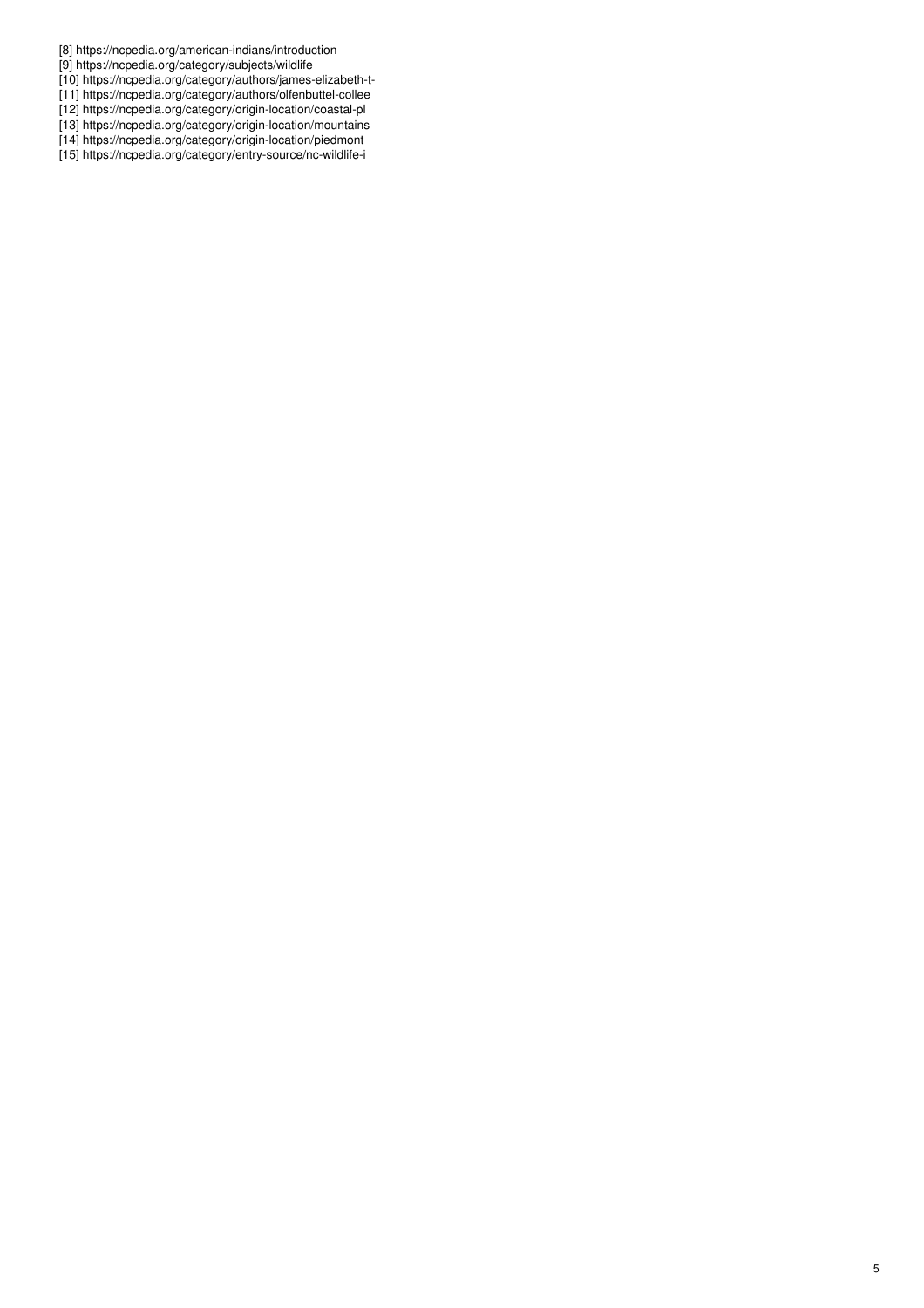[8] https://ncpedia.org/american-indians/introduction
[9] https://ncpedia.org/category/subjects/wildlife
[10] https://ncpedia.org/category/authors/james-elizabeth-t-
[11] https://ncpedia.org/category/authors/olfenbuttel-collee
[12] https://ncpedia.org/category/origin-location/coastal-pl
[13] https://ncpedia.org/category/origin-location/mountains
[14] https://ncpedia.org/category/origin-location/piedmont
[15] https://ncpedia.org/category/entry-source/nc-wildlife-i